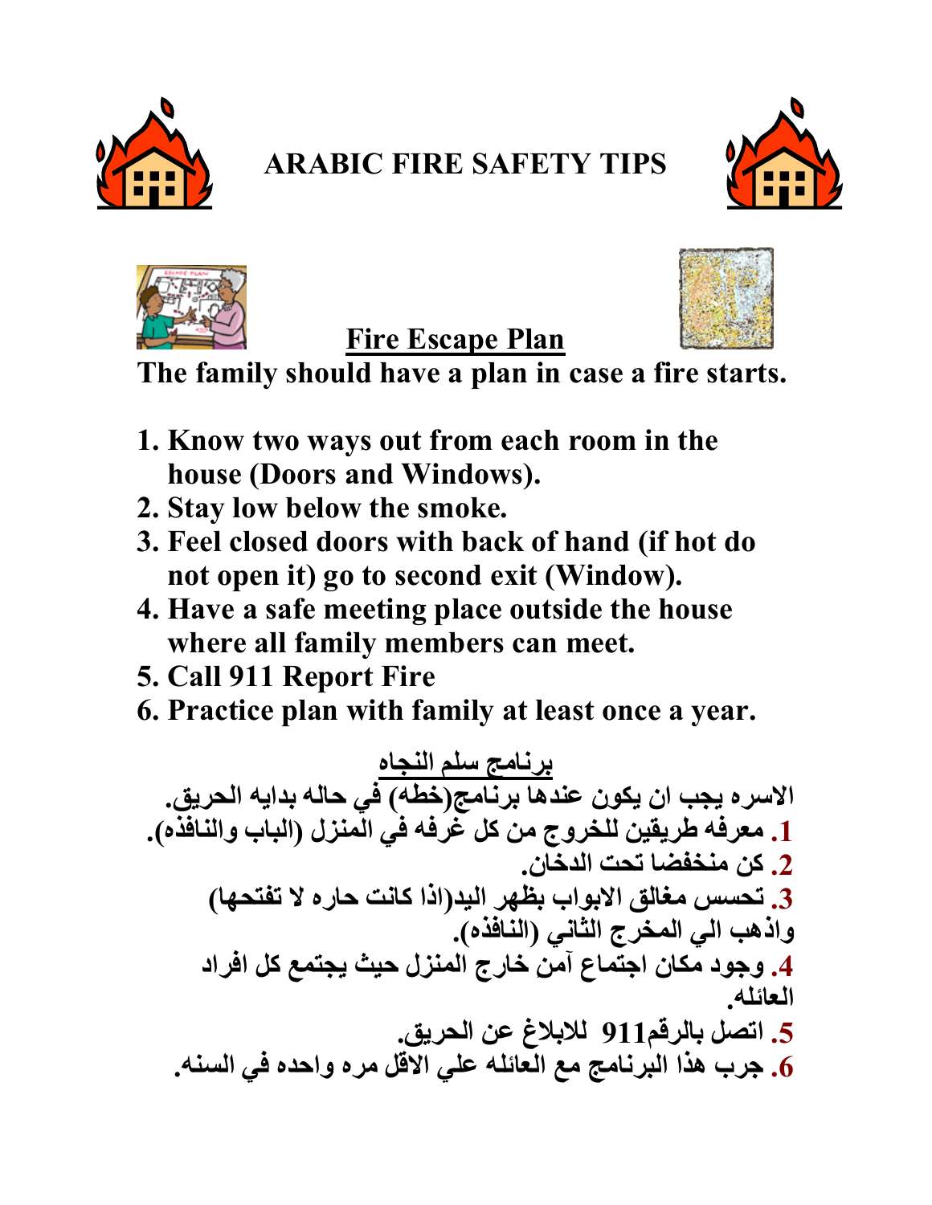# ARABIC FIRE SAFETY TIPS

## Fire Escape Plan

**The family should have a plan in case a fire starts.**

1. **Know two ways out from each room in the house (Doors and Windows).**
2. **Stay low below the smoke.**
3. **Feel closed doors with back of hand (if hot do not open it) go to second exit (Window).**
4. **Have a safe meeting place outside the house where all family members can meet.**
5. **Call 911 Report Fire**
6. **Practice plan with family at least once a year.**

## برنامج سلم النجاه

**الاسره يجب ان يكون عندها برنامج(خطه) في حاله بدايه الحريق.**

**1. معرفه طريقين للخروج من كل غرفه في المنزل (الباب والنافذه).**

**2. كن منخفضا تحت الدخان.**

**3. تحسس مغالق الابواب بظهر اليد(اذا كانت حاره لا تفتحها) واذهب الي المخرج الثاني (النافذه).**

**4. وجود مكان اجتماع آمن خارج المنزل حيث يجتمع كل افراد العائله.**

**5. اتصل بالرقم911 للابلاغ عن الحريق.**

**6. جرب هذا البرنامج مع العائله علي الاقل مره واحده في السنه.**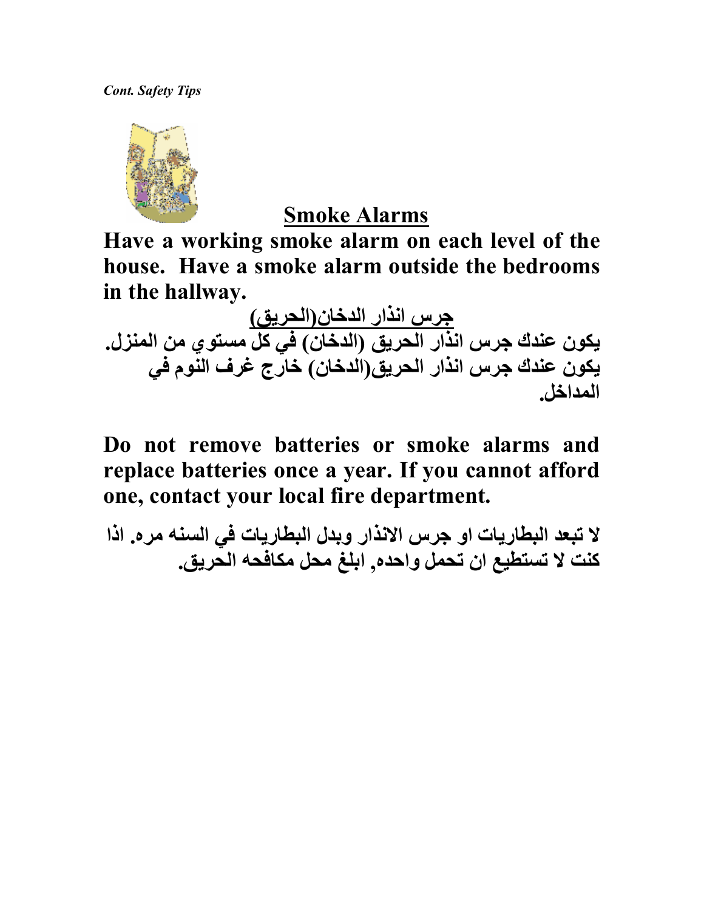*Cont. Safety Tips*

## Smoke Alarms

**Have a working smoke alarm on each level of the house. Have a smoke alarm outside the bedrooms in the hallway.**

## جرس انذار الدخان(الحريق)

**يكون عندك جرس انذار الحريق (الدخان) في كل مستوي من المنزل. يكون عندك جرس انذار الحريق(الدخان) خارج غرف النوم في المداخل.**

**Do not remove batteries or smoke alarms and replace batteries once a year. If you cannot afford one, contact your local fire department.**

**لا تبعد البطاريات او جرس الانذار وبدل البطاريات في السنه مره. اذا كنت لا تستطيع ان تحمل واحده, ابلغ محل مكافحه الحريق.**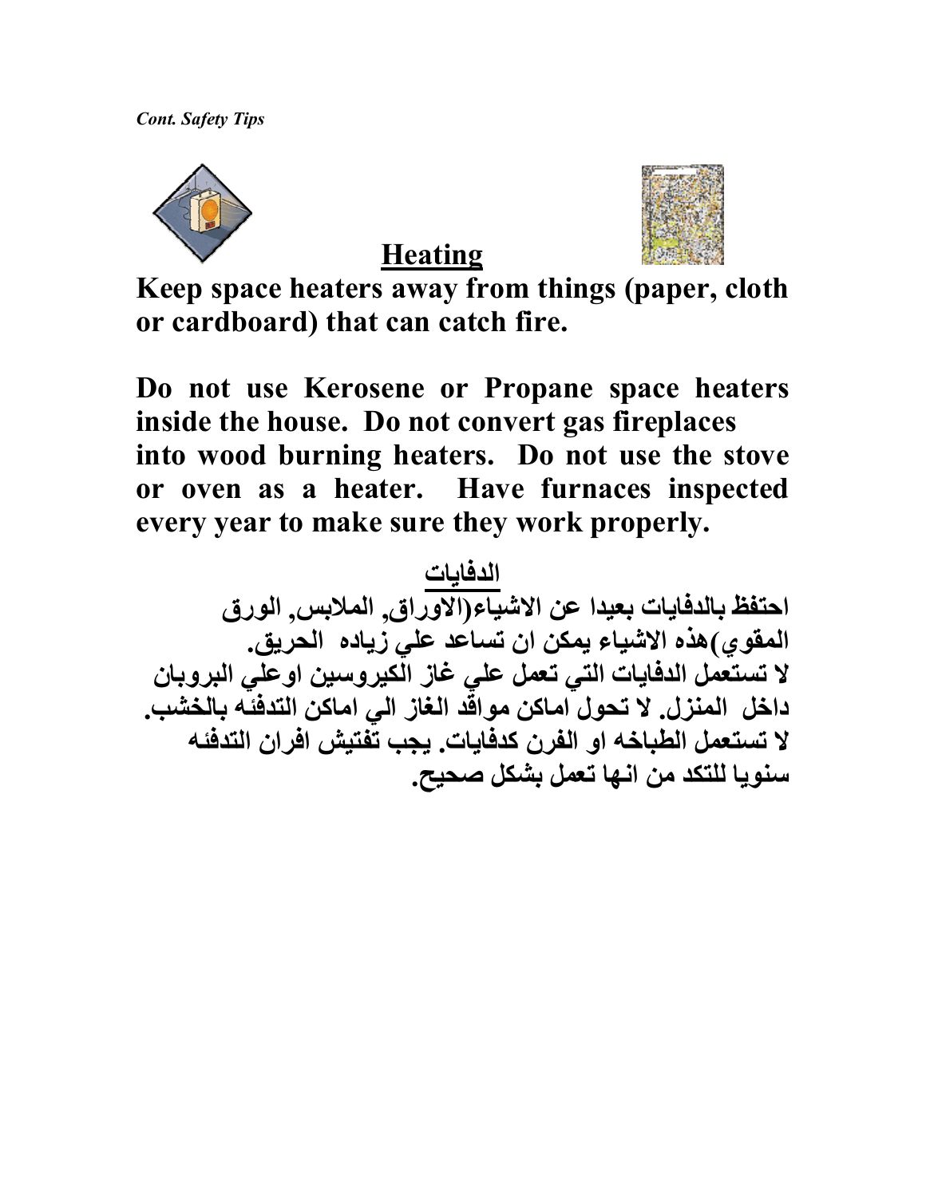*Cont. Safety Tips*

## Heating

**Keep space heaters away from things (paper, cloth or cardboard) that can catch fire.**

**Do not use Kerosene or Propane space heaters inside the house. Do not convert gas fireplaces into wood burning heaters. Do not use the stove or oven as a heater. Have furnaces inspected every year to make sure they work properly.**

## الدفايات

**احتفظ بالدفايات بعيدا عن الاشياء(الاوراق, الملابس, الورق المقوي)هذه الاشياء يمكن ان تساعد علي زياده الحريق. لا تستعمل الدفايات التي تعمل علي غاز الكيروسين اوعلي البروبان داخل المنزل. لا تحول اماكن مواقد الغاز الي اماكن التدفئه بالخشب. لا تستعمل الطباخه او الفرن كدفايات. يجب تفتيش افران التدفئه سنويا للتكد من انها تعمل بشكل صحيح.**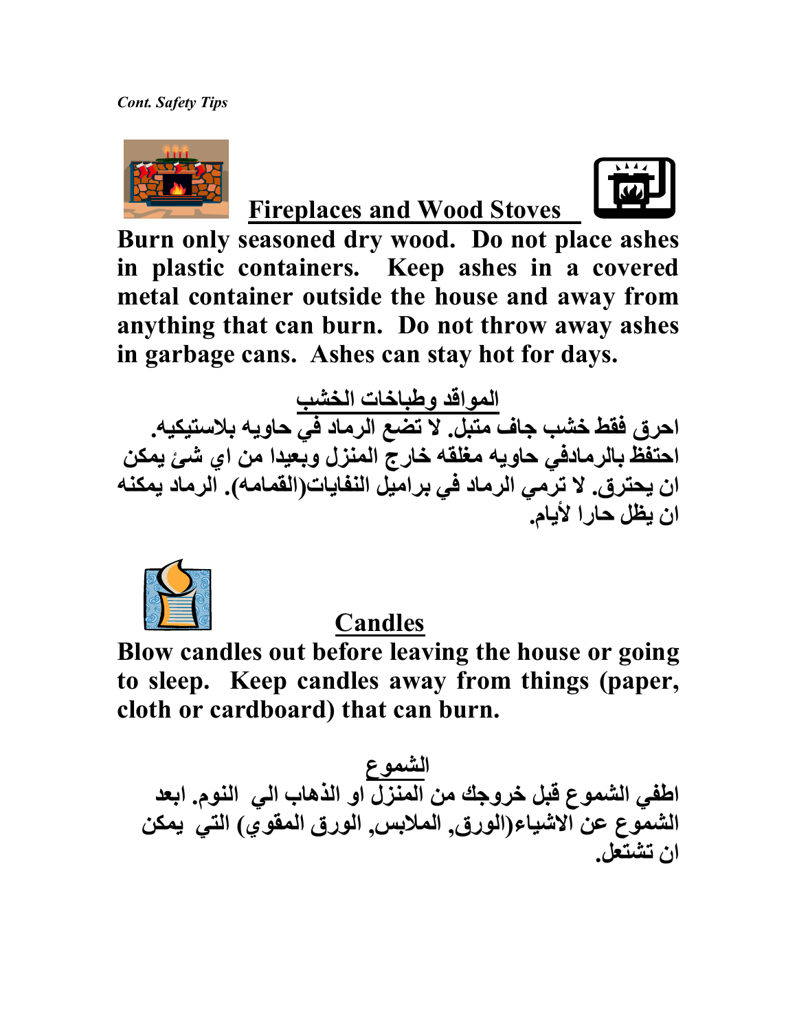*Cont. Safety Tips*

## Fireplaces and Wood Stoves

**Burn only seasoned dry wood. Do not place ashes in plastic containers. Keep ashes in a covered metal container outside the house and away from anything that can burn. Do not throw away ashes in garbage cans. Ashes can stay hot for days.**

## المواقد وطباخات الخشب

**احرق فقط خشب جاف متبل. لا تضع الرماد في حاويه بلاستيكيه. احتفظ بالرمادفي حاويه مغلقه خارج المنزل وبعيدا من اي شئ يمكن ان يحترق. لا ترمي الرماد في براميل النفايات(القمامه). الرماد يمكنه ان يظل حارا لأيام.**

## Candles

**Blow candles out before leaving the house or going to sleep. Keep candles away from things (paper, cloth or cardboard) that can burn.**

## الشموع

**اطفي الشموع قبل خروجك من المنزل او الذهاب الي النوم. ابعد الشموع عن الاشياء(الورق, الملابس, الورق المقوي) التي يمكن ان تشتعل.**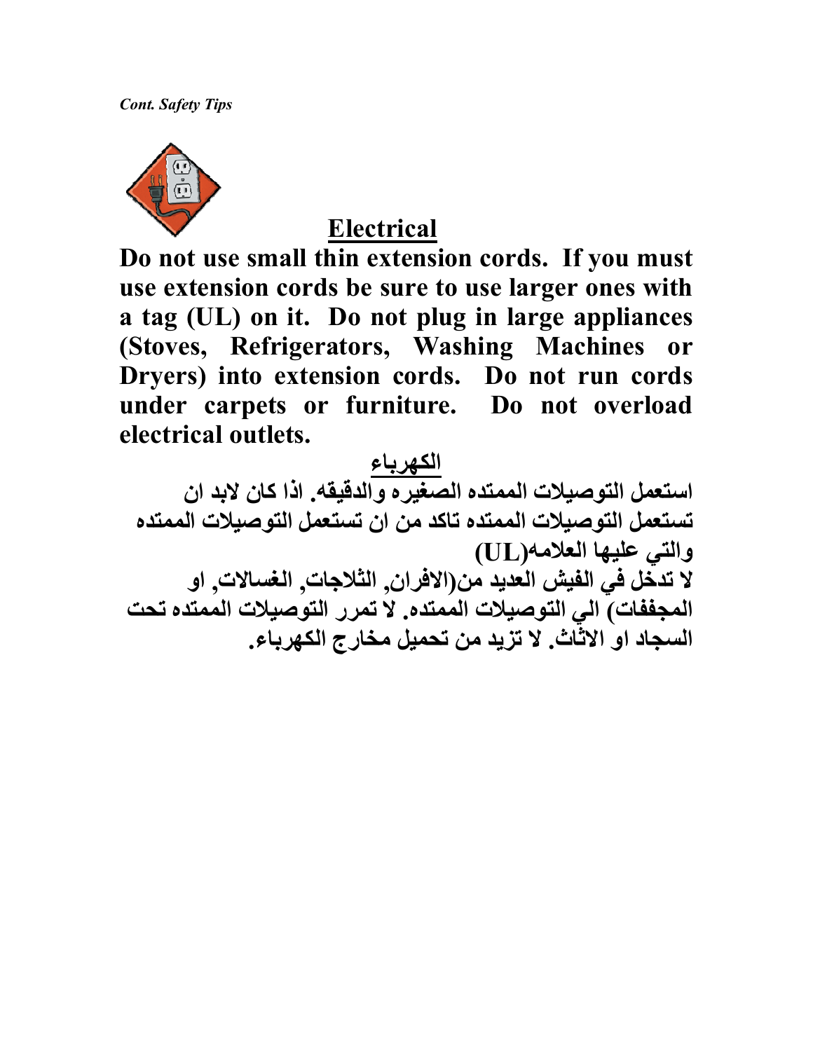*Cont. Safety Tips*

## Electrical

**Do not use small thin extension cords. If you must use extension cords be sure to use larger ones with a tag (UL) on it. Do not plug in large appliances (Stoves, Refrigerators, Washing Machines or Dryers) into extension cords. Do not run cords under carpets or furniture. Do not overload electrical outlets.**

## الكهرباء

**استعمل التوصيلات الممتده الصغيره والدقيقه. اذا كان لابد ان تستعمل التوصيلات الممتده تاكد من ان تستعمل التوصيلات الممتده والتي عليها العلامه(UL)**

**لا تدخل في الفيش العديد من(الافران, الثلاجات, الغسالات, او المجففات) الي التوصيلات الممتده. لا تمرر التوصيلات الممتده تحت السجاد او الاثاث. لا تزيد من تحميل مخارج الكهرباء.**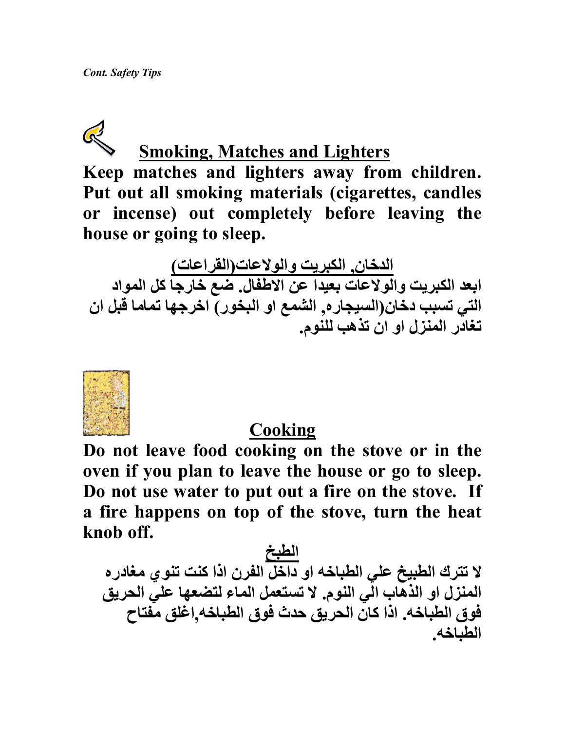*Cont. Safety Tips*

## Smoking, Matches and Lighters

**Keep matches and lighters away from children. Put out all smoking materials (cigarettes, candles or incense) out completely before leaving the house or going to sleep.**

## الدخان, الكبريت والولاعات(القراعات)

**ابعد الكبريت والولاعات بعيدا عن الاطفال. ضع خارجا كل المواد التي تسبب دخان(السيجاره, الشمع او البخور) اخرجها تماما قبل ان تغادر المنزل او ان تذهب للنوم.**

## Cooking

**Do not leave food cooking on the stove or in the oven if you plan to leave the house or go to sleep. Do not use water to put out a fire on the stove. If a fire happens on top of the stove, turn the heat knob off.**

## الطبخ

**لا تترك الطبيخ علي الطباخه او داخل الفرن اذا كنت تنوي مغادره المنزل او الذهاب الي النوم. لا تستعمل الماء لتضعها علي الحريق فوق الطباخه. اذا كان الحريق حدث فوق الطباخه,اغلق مفتاح الطباخه.**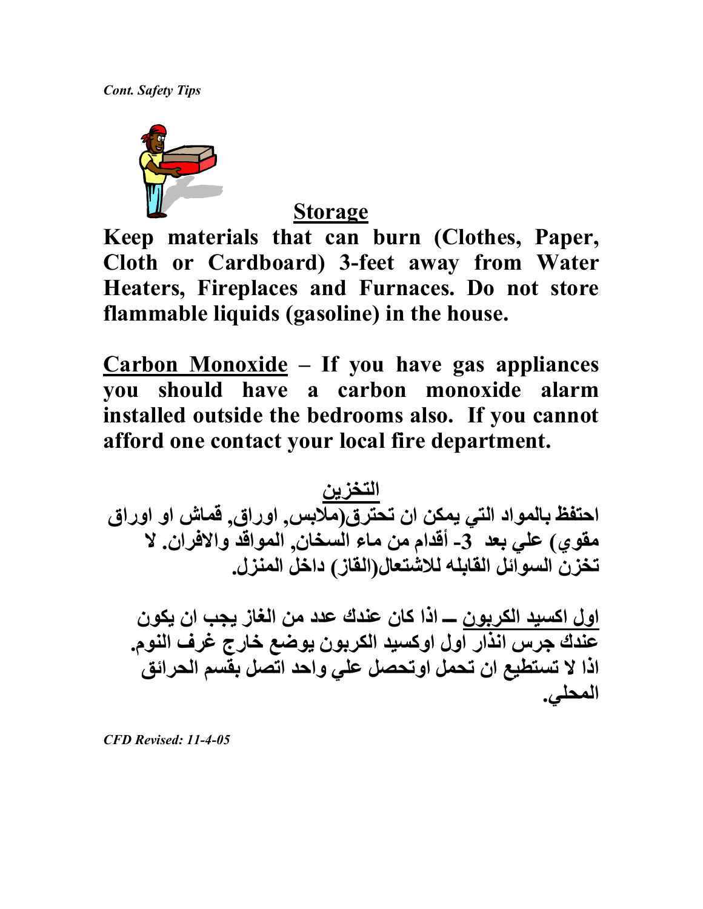*Cont. Safety Tips*

## Storage

**Keep materials that can burn (Clothes, Paper, Cloth or Cardboard) 3-feet away from Water Heaters, Fireplaces and Furnaces. Do not store flammable liquids (gasoline) in the house.**

**Carbon Monoxide – If you have gas appliances you should have a carbon monoxide alarm installed outside the bedrooms also. If you cannot afford one contact your local fire department.**

## التخزين

**احتفظ بالمواد التي يمكن ان تحترق(ملابس, اوراق, قماش او اوراق مقوي) علي بعد 3- أقدام من ماء السخان, المواقد والافران. لا تخزن السوائل القابله للاشتعال(القاز) داخل المنزل.**

**اول اكسيد الكربون ـ اذا كان عندك عدد من الغاز يجب ان يكون عندك جرس انذار اول اوكسيد الكربون يوضع خارج غرف النوم. اذا لا تستطيع ان تحمل اوتحصل علي واحد اتصل بقسم الحرائق المحلي.**

*CFD Revised: 11-4-05*